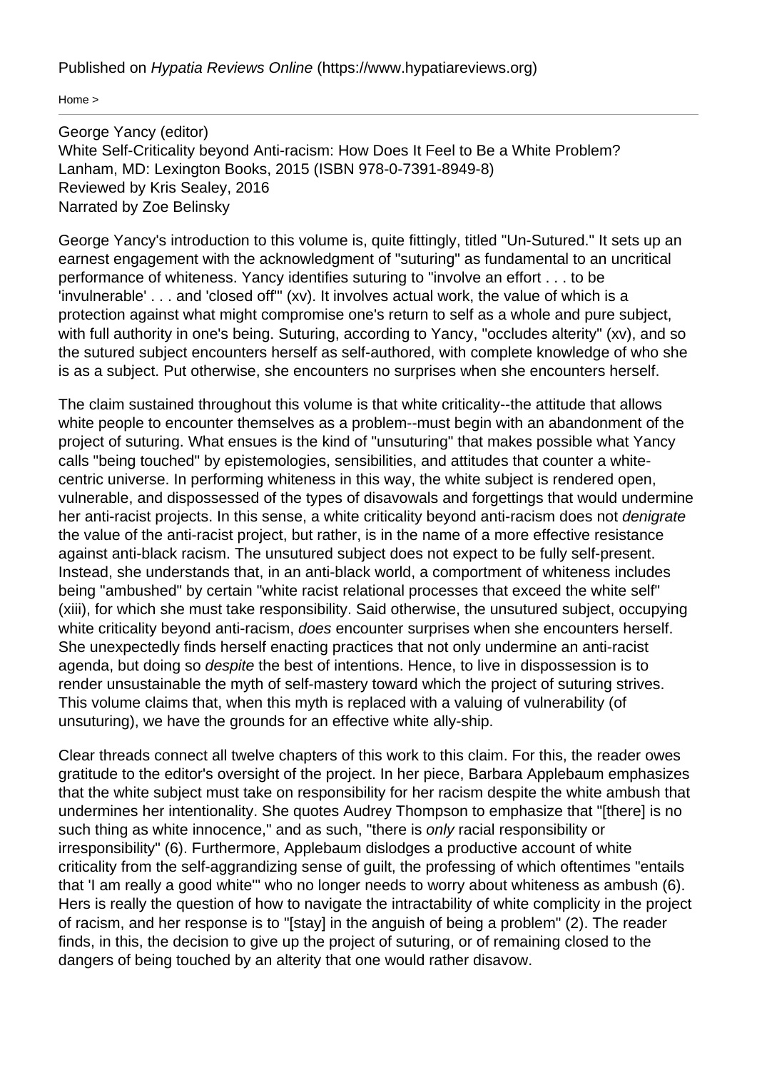Published on *Hypatia Reviews Online* (https://www.hypatiareviews.org)

Home >

George Yancy (editor)
White Self-Criticality beyond Anti-racism: How Does It Feel to Be a White Problem?
Lanham, MD: Lexington Books, 2015 (ISBN 978-0-7391-8949-8)
Reviewed by Kris Sealey, 2016
Narrated by Zoe Belinsky

George Yancy's introduction to this volume is, quite fittingly, titled "Un-Sutured." It sets up an earnest engagement with the acknowledgment of "suturing" as fundamental to an uncritical performance of whiteness. Yancy identifies suturing to "involve an effort . . . to be 'invulnerable' . . . and 'closed off'" (xv). It involves actual work, the value of which is a protection against what might compromise one's return to self as a whole and pure subject, with full authority in one's being. Suturing, according to Yancy, "occludes alterity" (xv), and so the sutured subject encounters herself as self-authored, with complete knowledge of who she is as a subject. Put otherwise, she encounters no surprises when she encounters herself.

The claim sustained throughout this volume is that white criticality--the attitude that allows white people to encounter themselves as a problem--must begin with an abandonment of the project of suturing. What ensues is the kind of "unsuturing" that makes possible what Yancy calls "being touched" by epistemologies, sensibilities, and attitudes that counter a white-centric universe. In performing whiteness in this way, the white subject is rendered open, vulnerable, and dispossessed of the types of disavowals and forgettings that would undermine her anti-racist projects. In this sense, a white criticality beyond anti-racism does not *denigrate* the value of the anti-racist project, but rather, is in the name of a more effective resistance against anti-black racism. The unsutured subject does not expect to be fully self-present. Instead, she understands that, in an anti-black world, a comportment of whiteness includes being "ambushed" by certain "white racist relational processes that exceed the white self" (xiii), for which she must take responsibility. Said otherwise, the unsutured subject, occupying white criticality beyond anti-racism, *does* encounter surprises when she encounters herself. She unexpectedly finds herself enacting practices that not only undermine an anti-racist agenda, but doing so *despite* the best of intentions. Hence, to live in dispossession is to render unsustainable the myth of self-mastery toward which the project of suturing strives. This volume claims that, when this myth is replaced with a valuing of vulnerability (of unsuturing), we have the grounds for an effective white ally-ship.

Clear threads connect all twelve chapters of this work to this claim. For this, the reader owes gratitude to the editor's oversight of the project. In her piece, Barbara Applebaum emphasizes that the white subject must take on responsibility for her racism despite the white ambush that undermines her intentionality. She quotes Audrey Thompson to emphasize that "[there] is no such thing as white innocence," and as such, "there is *only* racial responsibility or irresponsibility" (6). Furthermore, Applebaum dislodges a productive account of white criticality from the self-aggrandizing sense of guilt, the professing of which oftentimes "entails that 'I am really a good white'" who no longer needs to worry about whiteness as ambush (6). Hers is really the question of how to navigate the intractability of white complicity in the project of racism, and her response is to "[stay] in the anguish of being a problem" (2). The reader finds, in this, the decision to give up the project of suturing, or of remaining closed to the dangers of being touched by an alterity that one would rather disavow.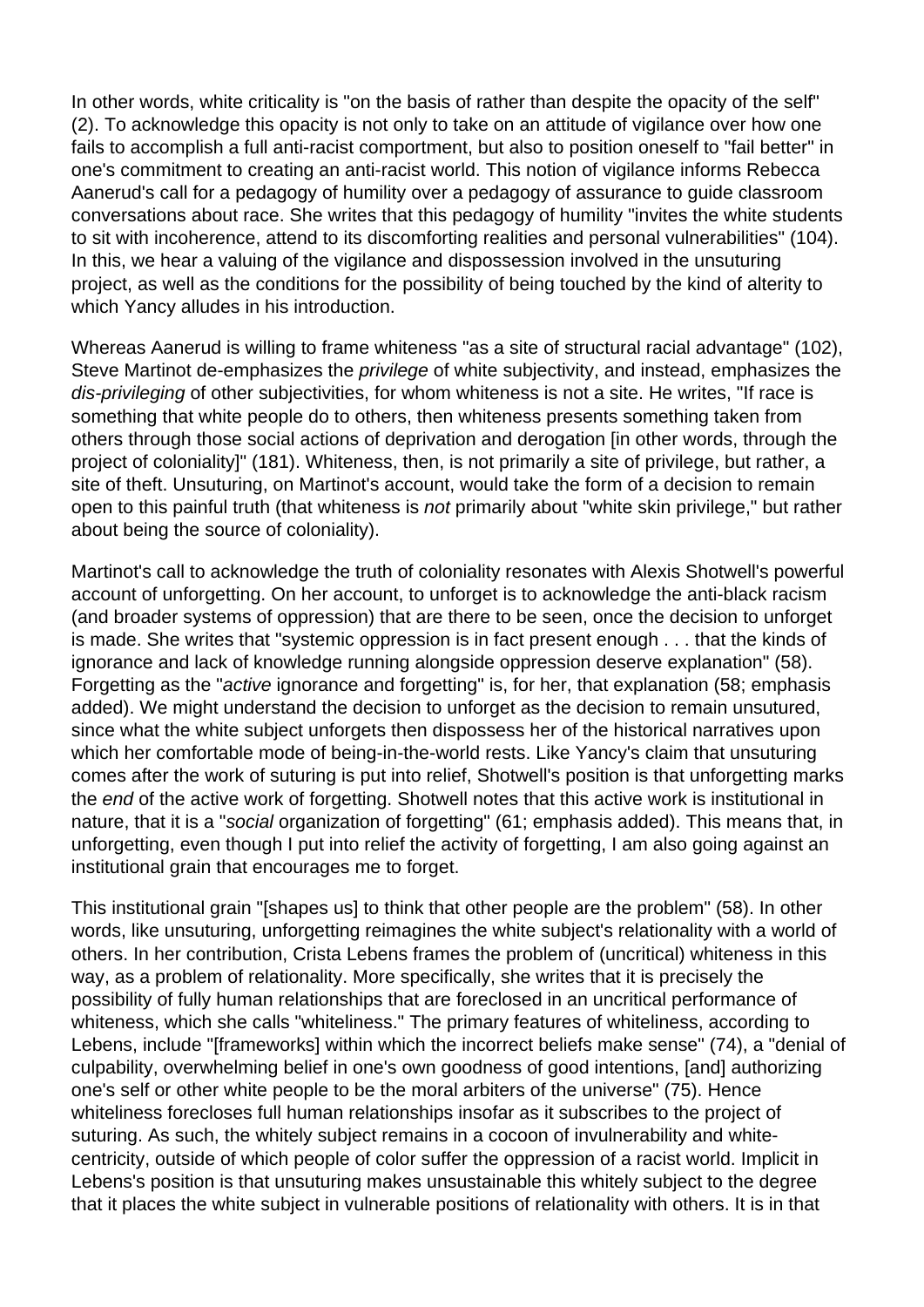In other words, white criticality is "on the basis of rather than despite the opacity of the self" (2). To acknowledge this opacity is not only to take on an attitude of vigilance over how one fails to accomplish a full anti-racist comportment, but also to position oneself to "fail better" in one's commitment to creating an anti-racist world. This notion of vigilance informs Rebecca Aanerud's call for a pedagogy of humility over a pedagogy of assurance to guide classroom conversations about race. She writes that this pedagogy of humility "invites the white students to sit with incoherence, attend to its discomforting realities and personal vulnerabilities" (104). In this, we hear a valuing of the vigilance and dispossession involved in the unsuturing project, as well as the conditions for the possibility of being touched by the kind of alterity to which Yancy alludes in his introduction.

Whereas Aanerud is willing to frame whiteness "as a site of structural racial advantage" (102), Steve Martinot de-emphasizes the *privilege* of white subjectivity, and instead, emphasizes the *dis-privileging* of other subjectivities, for whom whiteness is not a site. He writes, "If race is something that white people do to others, then whiteness presents something taken from others through those social actions of deprivation and derogation [in other words, through the project of coloniality]" (181). Whiteness, then, is not primarily a site of privilege, but rather, a site of theft. Unsuturing, on Martinot's account, would take the form of a decision to remain open to this painful truth (that whiteness is *not* primarily about "white skin privilege," but rather about being the source of coloniality).

Martinot's call to acknowledge the truth of coloniality resonates with Alexis Shotwell's powerful account of unforgetting. On her account, to unforget is to acknowledge the anti-black racism (and broader systems of oppression) that are there to be seen, once the decision to unforget is made. She writes that "systemic oppression is in fact present enough . . . that the kinds of ignorance and lack of knowledge running alongside oppression deserve explanation" (58). Forgetting as the "*active* ignorance and forgetting" is, for her, that explanation (58; emphasis added). We might understand the decision to unforget as the decision to remain unsutured, since what the white subject unforgets then dispossess her of the historical narratives upon which her comfortable mode of being-in-the-world rests. Like Yancy's claim that unsuturing comes after the work of suturing is put into relief, Shotwell's position is that unforgetting marks the *end* of the active work of forgetting. Shotwell notes that this active work is institutional in nature, that it is a "*social* organization of forgetting" (61; emphasis added). This means that, in unforgetting, even though I put into relief the activity of forgetting, I am also going against an institutional grain that encourages me to forget.

This institutional grain "[shapes us] to think that other people are the problem" (58). In other words, like unsuturing, unforgetting reimagines the white subject's relationality with a world of others. In her contribution, Crista Lebens frames the problem of (uncritical) whiteness in this way, as a problem of relationality. More specifically, she writes that it is precisely the possibility of fully human relationships that are foreclosed in an uncritical performance of whiteness, which she calls "whiteliness." The primary features of whiteliness, according to Lebens, include "[frameworks] within which the incorrect beliefs make sense" (74), a "denial of culpability, overwhelming belief in one's own goodness of good intentions, [and] authorizing one's self or other white people to be the moral arbiters of the universe" (75). Hence whiteliness forecloses full human relationships insofar as it subscribes to the project of suturing. As such, the whitely subject remains in a cocoon of invulnerability and white-centricity, outside of which people of color suffer the oppression of a racist world. Implicit in Lebens's position is that unsuturing makes unsustainable this whitely subject to the degree that it places the white subject in vulnerable positions of relationality with others. It is in that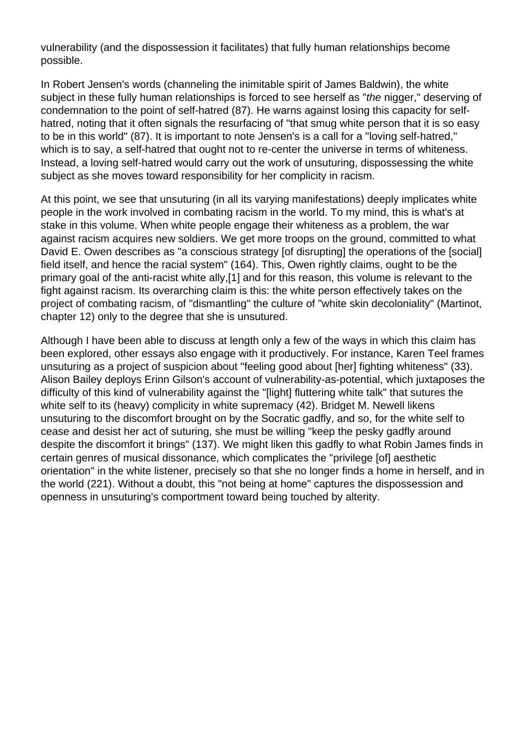vulnerability (and the dispossession it facilitates) that fully human relationships become possible.

In Robert Jensen's words (channeling the inimitable spirit of James Baldwin), the white subject in these fully human relationships is forced to see herself as "*the* nigger," deserving of condemnation to the point of self-hatred (87). He warns against losing this capacity for self-hatred, noting that it often signals the resurfacing of "that smug white person that it is so easy to be in this world" (87). It is important to note Jensen's is a call for a "loving self-hatred," which is to say, a self-hatred that ought not to re-center the universe in terms of whiteness. Instead, a loving self-hatred would carry out the work of unsuturing, dispossessing the white subject as she moves toward responsibility for her complicity in racism.

At this point, we see that unsuturing (in all its varying manifestations) deeply implicates white people in the work involved in combating racism in the world. To my mind, this is what's at stake in this volume. When white people engage their whiteness as a problem, the war against racism acquires new soldiers. We get more troops on the ground, committed to what David E. Owen describes as "a conscious strategy [of disrupting] the operations of the [social] field itself, and hence the racial system" (164). This, Owen rightly claims, ought to be the primary goal of the anti-racist white ally,[1] and for this reason, this volume is relevant to the fight against racism. Its overarching claim is this: the white person effectively takes on the project of combating racism, of "dismantling" the culture of "white skin decoloniality" (Martinot, chapter 12) only to the degree that she is unsutured.

Although I have been able to discuss at length only a few of the ways in which this claim has been explored, other essays also engage with it productively. For instance, Karen Teel frames unsuturing as a project of suspicion about "feeling good about [her] fighting whiteness" (33). Alison Bailey deploys Erinn Gilson's account of vulnerability-as-potential, which juxtaposes the difficulty of this kind of vulnerability against the "[light] fluttering white talk" that sutures the white self to its (heavy) complicity in white supremacy (42). Bridget M. Newell likens unsuturing to the discomfort brought on by the Socratic gadfly, and so, for the white self to cease and desist her act of suturing, she must be willing "keep the pesky gadfly around despite the discomfort it brings" (137). We might liken this gadfly to what Robin James finds in certain genres of musical dissonance, which complicates the "privilege [of] aesthetic orientation" in the white listener, precisely so that she no longer finds a home in herself, and in the world (221). Without a doubt, this "not being at home" captures the dispossession and openness in unsuturing's comportment toward being touched by alterity.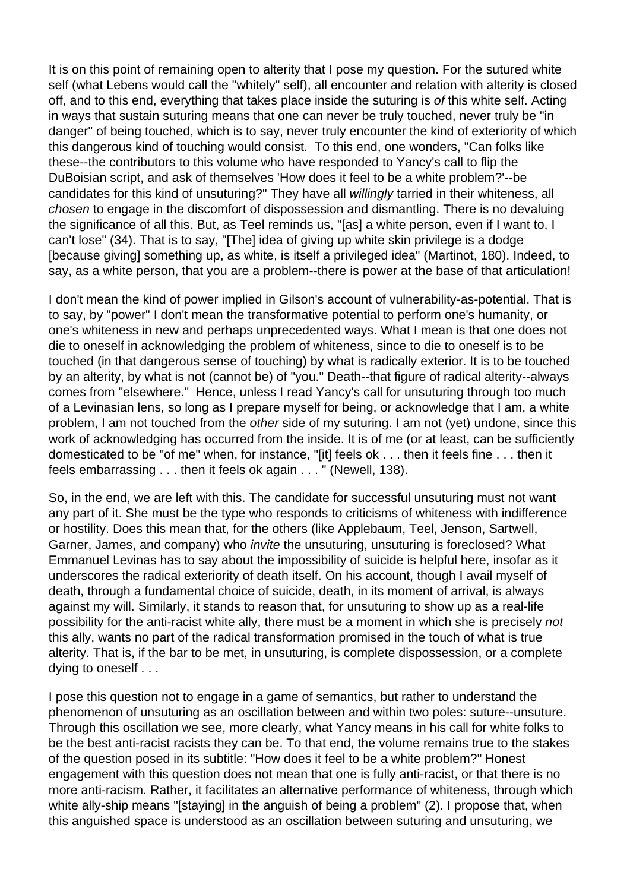It is on this point of remaining open to alterity that I pose my question. For the sutured white self (what Lebens would call the "whitely" self), all encounter and relation with alterity is closed off, and to this end, everything that takes place inside the suturing is *of* this white self. Acting in ways that sustain suturing means that one can never be truly touched, never truly be "in danger" of being touched, which is to say, never truly encounter the kind of exteriority of which this dangerous kind of touching would consist. To this end, one wonders, "Can folks like these--the contributors to this volume who have responded to Yancy's call to flip the DuBoisian script, and ask of themselves 'How does it feel to be a white problem?'--be candidates for this kind of unsuturing?" They have all *willingly* tarried in their whiteness, all *chosen* to engage in the discomfort of dispossession and dismantling. There is no devaluing the significance of all this. But, as Teel reminds us, "[as] a white person, even if I want to, I can't lose" (34). That is to say, "[The] idea of giving up white skin privilege is a dodge [because giving] something up, as white, is itself a privileged idea" (Martinot, 180). Indeed, to say, as a white person, that you are a problem--there is power at the base of that articulation!

I don't mean the kind of power implied in Gilson's account of vulnerability-as-potential. That is to say, by "power" I don't mean the transformative potential to perform one's humanity, or one's whiteness in new and perhaps unprecedented ways. What I mean is that one does not die to oneself in acknowledging the problem of whiteness, since to die to oneself is to be touched (in that dangerous sense of touching) by what is radically exterior. It is to be touched by an alterity, by what is not (cannot be) of "you." Death--that figure of radical alterity--always comes from "elsewhere." Hence, unless I read Yancy's call for unsuturing through too much of a Levinasian lens, so long as I prepare myself for being, or acknowledge that I am, a white problem, I am not touched from the *other* side of my suturing. I am not (yet) undone, since this work of acknowledging has occurred from the inside. It is of me (or at least, can be sufficiently domesticated to be "of me" when, for instance, "[it] feels ok . . . then it feels fine . . . then it feels embarrassing . . . then it feels ok again . . . " (Newell, 138).

So, in the end, we are left with this. The candidate for successful unsuturing must not want any part of it. She must be the type who responds to criticisms of whiteness with indifference or hostility. Does this mean that, for the others (like Applebaum, Teel, Jenson, Sartwell, Garner, James, and company) who *invite* the unsuturing, unsuturing is foreclosed? What Emmanuel Levinas has to say about the impossibility of suicide is helpful here, insofar as it underscores the radical exteriority of death itself. On his account, though I avail myself of death, through a fundamental choice of suicide, death, in its moment of arrival, is always against my will. Similarly, it stands to reason that, for unsuturing to show up as a real-life possibility for the anti-racist white ally, there must be a moment in which she is precisely *not* this ally, wants no part of the radical transformation promised in the touch of what is true alterity. That is, if the bar to be met, in unsuturing, is complete dispossession, or a complete dying to oneself . . .

I pose this question not to engage in a game of semantics, but rather to understand the phenomenon of unsuturing as an oscillation between and within two poles: suture--unsuture. Through this oscillation we see, more clearly, what Yancy means in his call for white folks to be the best anti-racist racists they can be. To that end, the volume remains true to the stakes of the question posed in its subtitle: "How does it feel to be a white problem?" Honest engagement with this question does not mean that one is fully anti-racist, or that there is no more anti-racism. Rather, it facilitates an alternative performance of whiteness, through which white ally-ship means "[staying] in the anguish of being a problem" (2). I propose that, when this anguished space is understood as an oscillation between suturing and unsuturing, we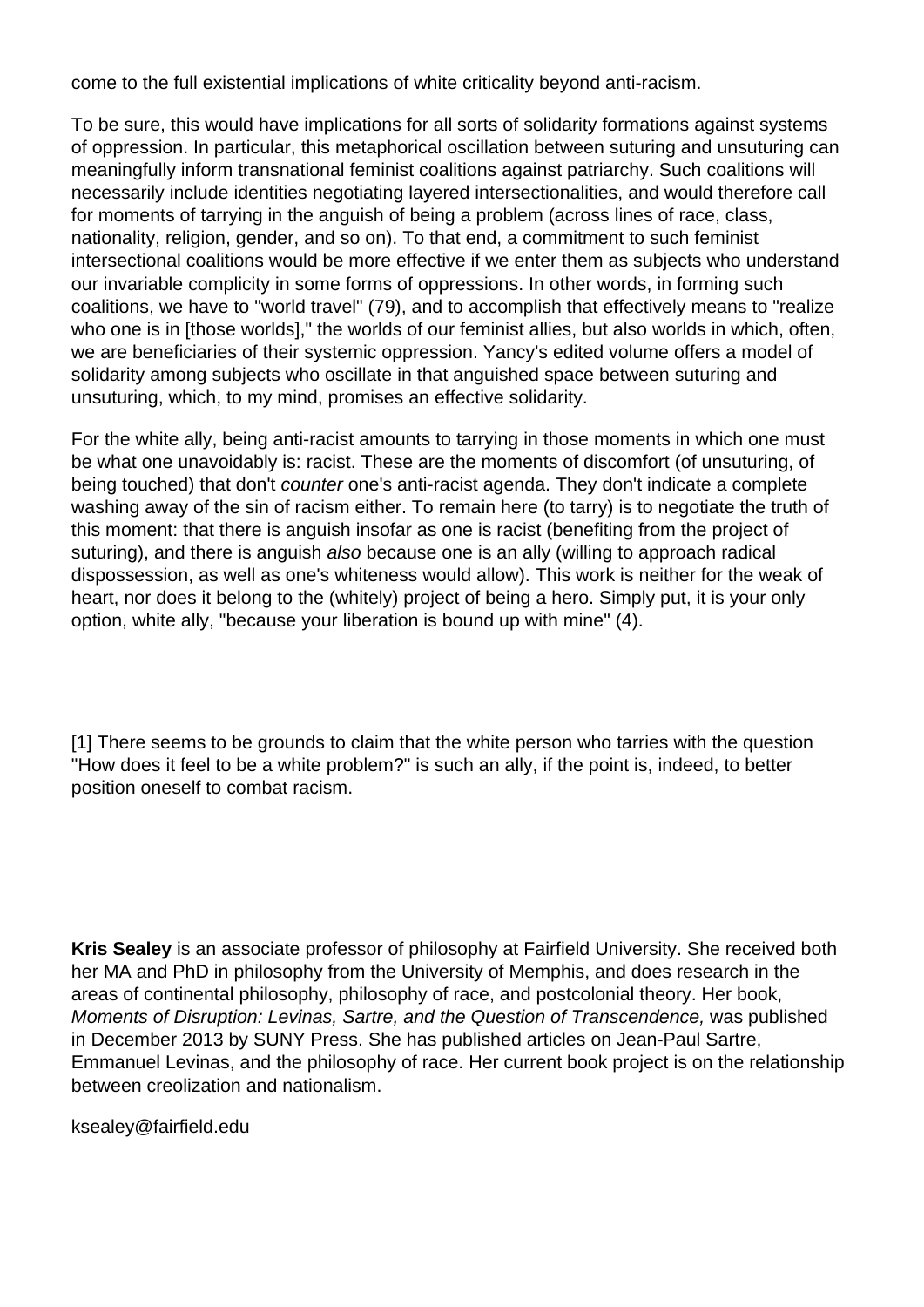come to the full existential implications of white criticality beyond anti-racism.

To be sure, this would have implications for all sorts of solidarity formations against systems of oppression. In particular, this metaphorical oscillation between suturing and unsuturing can meaningfully inform transnational feminist coalitions against patriarchy. Such coalitions will necessarily include identities negotiating layered intersectionalities, and would therefore call for moments of tarrying in the anguish of being a problem (across lines of race, class, nationality, religion, gender, and so on). To that end, a commitment to such feminist intersectional coalitions would be more effective if we enter them as subjects who understand our invariable complicity in some forms of oppressions. In other words, in forming such coalitions, we have to "world travel" (79), and to accomplish that effectively means to "realize who one is in [those worlds]," the worlds of our feminist allies, but also worlds in which, often, we are beneficiaries of their systemic oppression. Yancy's edited volume offers a model of solidarity among subjects who oscillate in that anguished space between suturing and unsuturing, which, to my mind, promises an effective solidarity.

For the white ally, being anti-racist amounts to tarrying in those moments in which one must be what one unavoidably is: racist. These are the moments of discomfort (of unsuturing, of being touched) that don't *counter* one's anti-racist agenda. They don't indicate a complete washing away of the sin of racism either. To remain here (to tarry) is to negotiate the truth of this moment: that there is anguish insofar as one is racist (benefiting from the project of suturing), and there is anguish *also* because one is an ally (willing to approach radical dispossession, as well as one's whiteness would allow). This work is neither for the weak of heart, nor does it belong to the (whitely) project of being a hero. Simply put, it is your only option, white ally, "because your liberation is bound up with mine" (4).

[1] There seems to be grounds to claim that the white person who tarries with the question "How does it feel to be a white problem?" is such an ally, if the point is, indeed, to better position oneself to combat racism.

**Kris Sealey** is an associate professor of philosophy at Fairfield University. She received both her MA and PhD in philosophy from the University of Memphis, and does research in the areas of continental philosophy, philosophy of race, and postcolonial theory. Her book, *Moments of Disruption: Levinas, Sartre, and the Question of Transcendence,* was published in December 2013 by SUNY Press. She has published articles on Jean-Paul Sartre, Emmanuel Levinas, and the philosophy of race. Her current book project is on the relationship between creolization and nationalism.

ksealey@fairfield.edu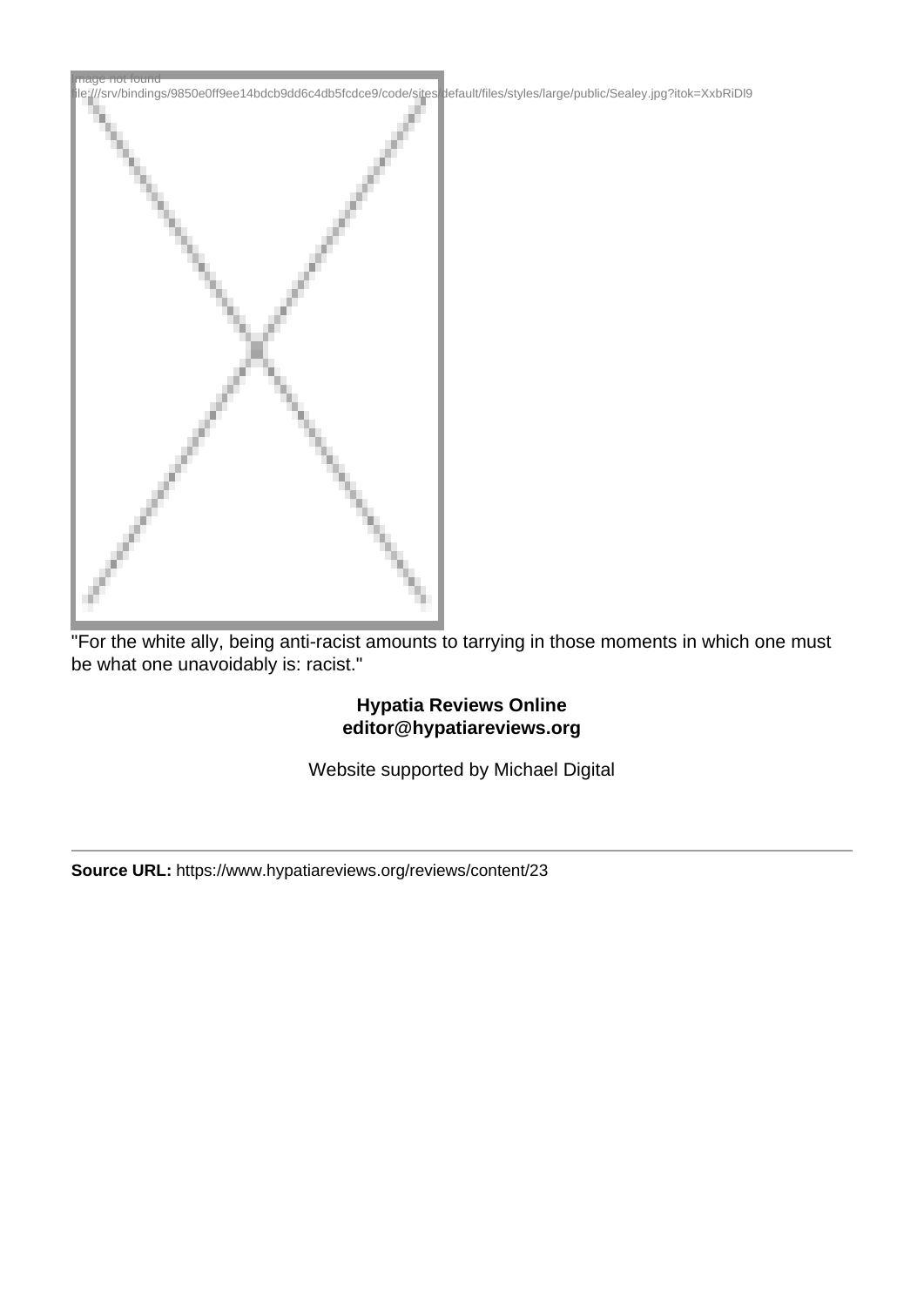Image not found
file:///srv/bindings/9850e0ff9ee14bdcb9dd6c4db5fcdce9/code/sites/default/files/styles/large/public/Sealey.jpg?itok=XxbRiDl9

"For the white ally, being anti-racist amounts to tarrying in those moments in which one must be what one unavoidably is: racist."

**Hypatia Reviews Online**
**editor@hypatiareviews.org**

Website supported by Michael Digital

---

**Source URL:** https://www.hypatiareviews.org/reviews/content/23